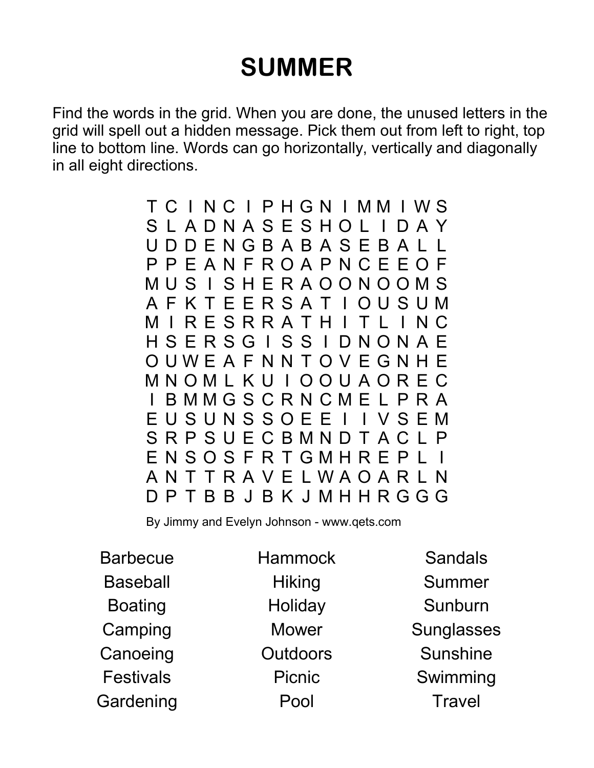# SUMMER

Find the words in the grid. When you are done, the unused letters in the grid will spell out a hidden message. Pick them out from left to right, top line to bottom line. Words can go horizontally, vertically and diagonally in all eight directions.

```
T C I N C I P H G N I M M I W S
S L A D N A S E S H O L I D A Y
U D D E N G B A B A S E B A L L
P P E A N F R O A P N C E E O F
M U S I S H E R A O O N O O M S
A F K T E E R S A T I O U S U M
M I R E S R R A T H I T L I N C
H S E R S G I S S I D N O N A E
O U W E A F N N T O V E G N H E
M N O M L K U I O O U A O R E C
I B M M G S C R N C M E L P R A
E U S U N S S O E E I I V S E M
S R P S U E C B M N D T A C L P
E N S O S F R T G M H R E P L I
A N T T R A V E L W A O A R L N
D P T B B J B K J M H H R G G G
```

By Jimmy and Evelyn Johnson - www.qets.com

| | | |
|---|---|---|
| Barbecue | Hammock | Sandals |
| Baseball | Hiking | Summer |
| Boating | Holiday | Sunburn |
| Camping | Mower | Sunglasses |
| Canoeing | Outdoors | Sunshine |
| Festivals | Picnic | Swimming |
| Gardening | Pool | Travel |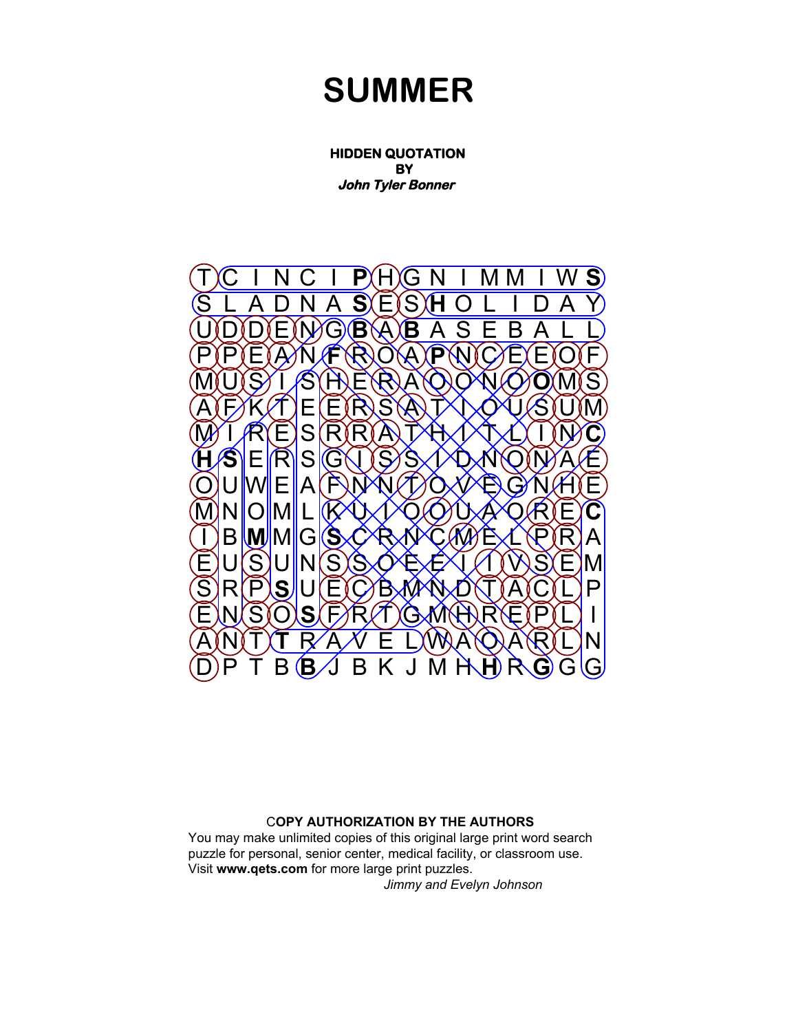# SUMMER

**HIDDEN QUOTATION**
**BY**
***John Tyler Bonner***

```
T C I N C I P H G N I M M I W S
S L A D N A S E S H O L I D A Y
U D D E N G B A B A S E B A L L
P P E A N F R O A P N C E E O F
M U S I S H E R A O O N O O M S
A F K T E E R S A T I O U S U M
M I R E S R R A T H I T L I N C
H S E R S G I S S I D N O N A E
O U W E A F N N T O V E G N H E
M N O M L K U I O O U A O R E C
I B M M G S C R N C M E L P R A
E U S U N S S O E E I I V S E M
S R P S U E C B M N D T A C L P
E N S O S F R T G M H R E P L I
A N T T R A V E L W A O A R L N
D P T B B J B K J M H H R G G G
```

**COPY AUTHORIZATION BY THE AUTHORS**
You may make unlimited copies of this original large print word search puzzle for personal, senior center, medical facility, or classroom use. Visit **www.qets.com** for more large print puzzles.
*Jimmy and Evelyn Johnson*